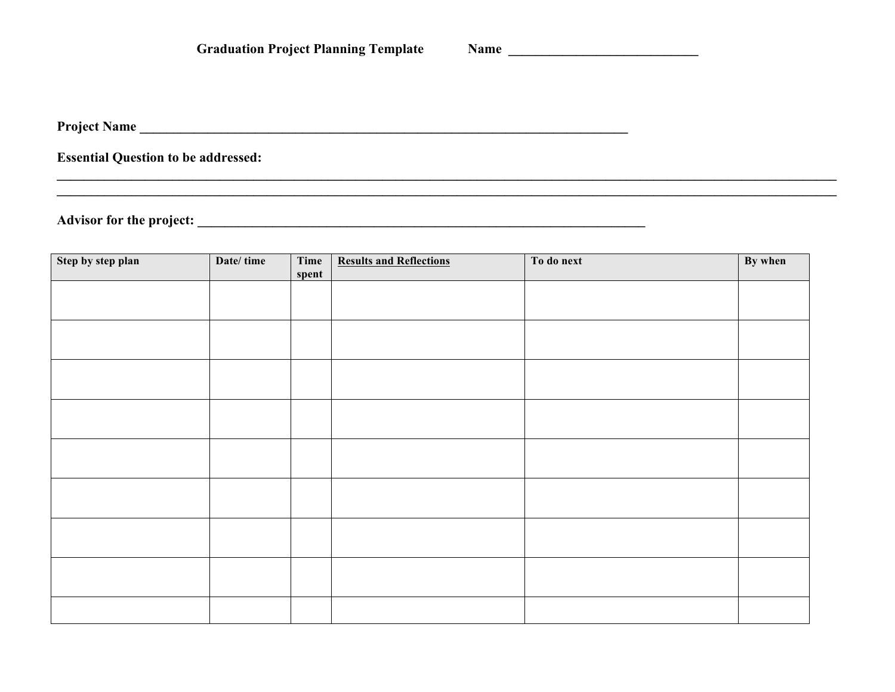**Graduation Project Planning Template** **Name** ____________________________

**Project Name** ___________________________________________________________________________

**Essential Question to be addressed:**
________________________________________________________________________________________________________________________
________________________________________________________________________________________________________________________

**Advisor for the project:** ____________________________________________________________________

| Step by step plan | Date/ time | Time spent | <u>Results and Reflections</u> | To do next | By when |
|---|---|---|---|---|---|
| | | | | | |
| | | | | | |
| | | | | | |
| | | | | | |
| | | | | | |
| | | | | | |
| | | | | | |
| | | | | | |
| | | | | | |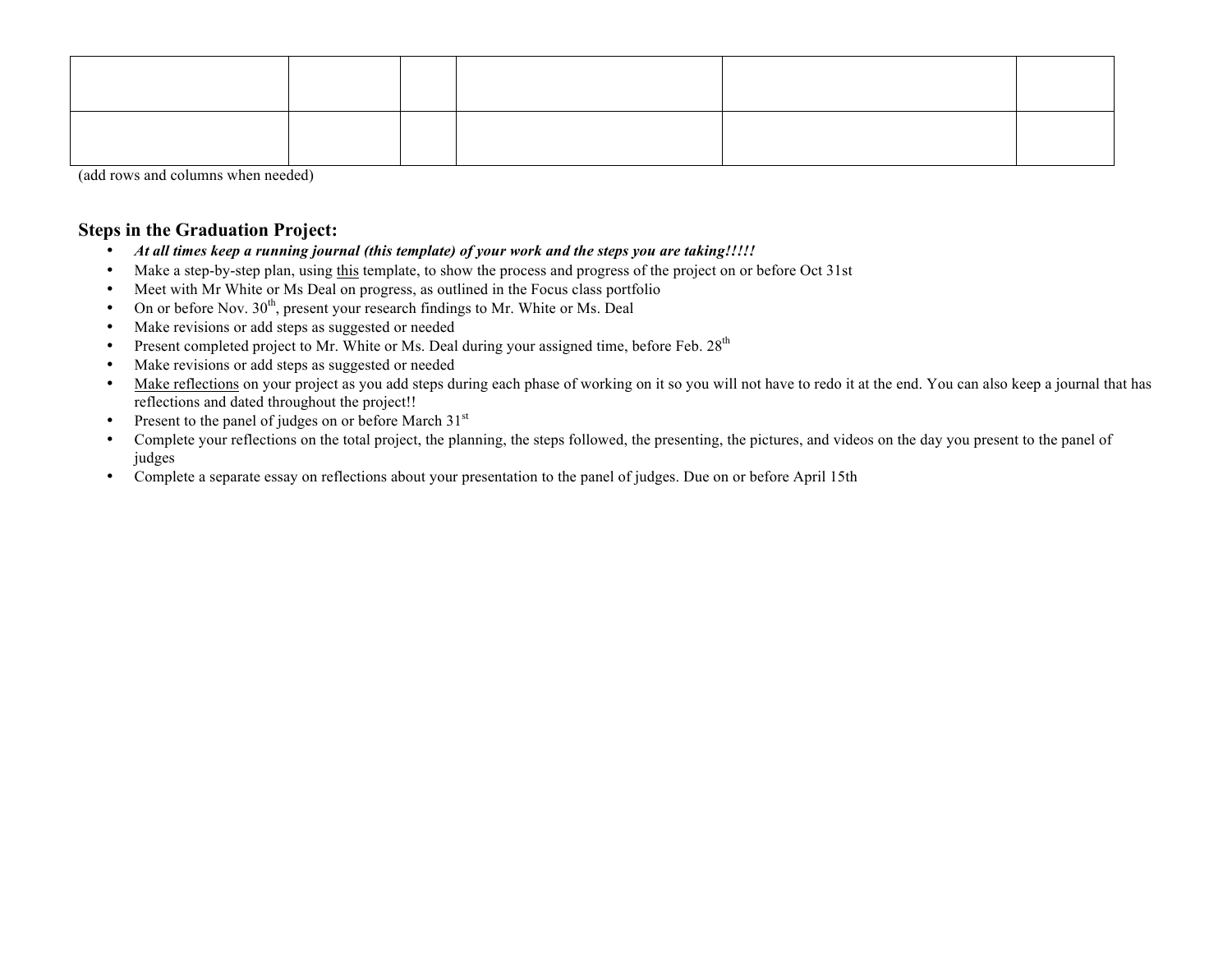| | | | | | |
|---|---|---|---|---|---|
| | | | | | |
| | | | | | |

(add rows and columns when needed)

## Steps in the Graduation Project:

- ***At all times keep a running journal (this template) of your work and the steps you are taking!!!!!***
- Make a step-by-step plan, using <u>this</u> template, to show the process and progress of the project on or before Oct 31st
- Meet with Mr White or Ms Deal on progress, as outlined in the Focus class portfolio
- On or before Nov. 30th, present your research findings to Mr. White or Ms. Deal
- Make revisions or add steps as suggested or needed
- Present completed project to Mr. White or Ms. Deal during your assigned time, before Feb. 28th
- Make revisions or add steps as suggested or needed
- <u>Make reflections</u> on your project as you add steps during each phase of working on it so you will not have to redo it at the end. You can also keep a journal that has reflections and dated throughout the project!!
- Present to the panel of judges on or before March 31st
- Complete your reflections on the total project, the planning, the steps followed, the presenting, the pictures, and videos on the day you present to the panel of judges
- Complete a separate essay on reflections about your presentation to the panel of judges. Due on or before April 15th